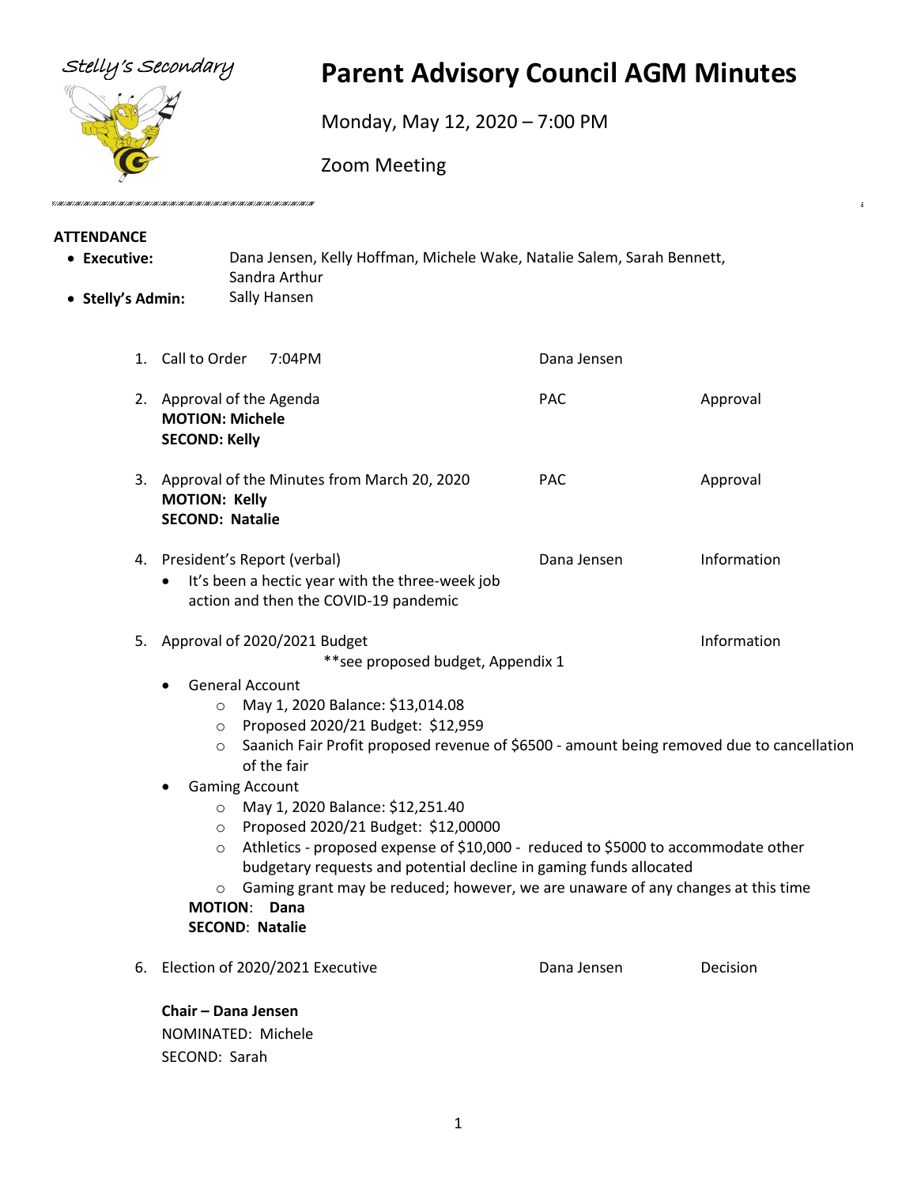Stelly's Secondary

# Parent Advisory Council AGM Minutes

Monday, May 12, 2020 – 7:00 PM

Zoom Meeting

**ATTENDANCE**

- **Executive:** Dana Jensen, Kelly Hoffman, Michele Wake, Natalie Salem, Sarah Bennett, Sandra Arthur
- **Stelly's Admin:** Sally Hansen

1. Call to Order 7:04PM — Dana Jensen

2. Approval of the Agenda — PAC — Approval
   **MOTION: Michele**
   **SECOND: Kelly**

3. Approval of the Minutes from March 20, 2020 — PAC — Approval
   **MOTION: Kelly**
   **SECOND: Natalie**

4. President's Report (verbal) — Dana Jensen — Information
   - It's been a hectic year with the three-week job action and then the COVID-19 pandemic

5. Approval of 2020/2021 Budget — Information
   **see proposed budget, Appendix 1
   - General Account
     - May 1, 2020 Balance: $13,014.08
     - Proposed 2020/21 Budget: $12,959
     - Saanich Fair Profit proposed revenue of $6500 - amount being removed due to cancellation of the fair
   - Gaming Account
     - May 1, 2020 Balance: $12,251.40
     - Proposed 2020/21 Budget: $12,00000
     - Athletics - proposed expense of $10,000 - reduced to $5000 to accommodate other budgetary requests and potential decline in gaming funds allocated
     - Gaming grant may be reduced; however, we are unaware of any changes at this time

   **MOTION**: **Dana**
   **SECOND**: **Natalie**

6. Election of 2020/2021 Executive — Dana Jensen — Decision

   **Chair – Dana Jensen**
   NOMINATED: Michele
   SECOND: Sarah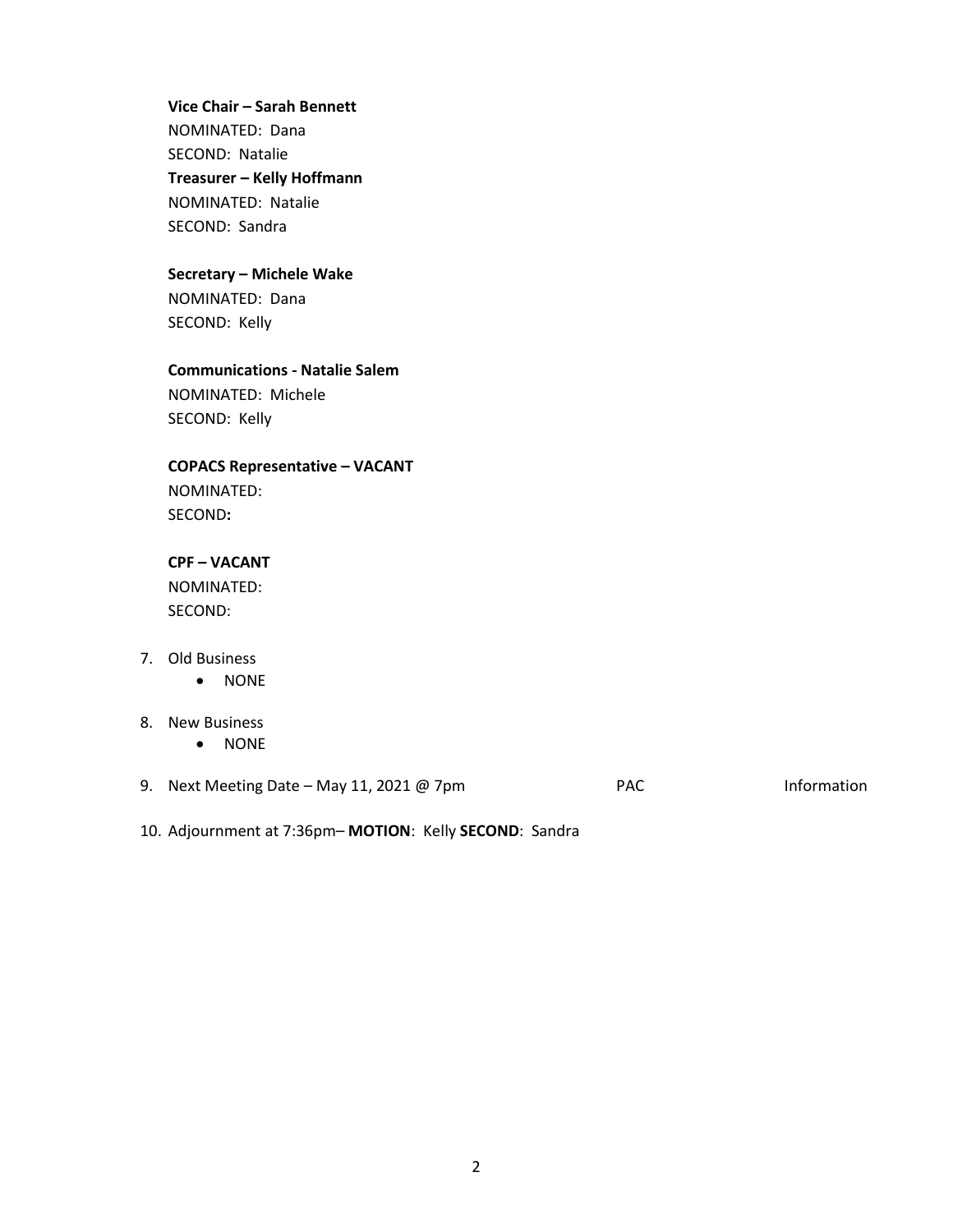**Vice Chair – Sarah Bennett**
NOMINATED: Dana
SECOND: Natalie
**Treasurer – Kelly Hoffmann**
NOMINATED: Natalie
SECOND: Sandra

**Secretary – Michele Wake**
NOMINATED: Dana
SECOND: Kelly

**Communications - Natalie Salem**
NOMINATED: Michele
SECOND: Kelly

**COPACS Representative – VACANT**
NOMINATED:
SECOND**:**

**CPF – VACANT**
NOMINATED:
SECOND:

7. Old Business
   - NONE

8. New Business
   - NONE

9. Next Meeting Date – May 11, 2021 @ 7pm PAC Information

10. Adjournment at 7:36pm– **MOTION**: Kelly **SECOND**: Sandra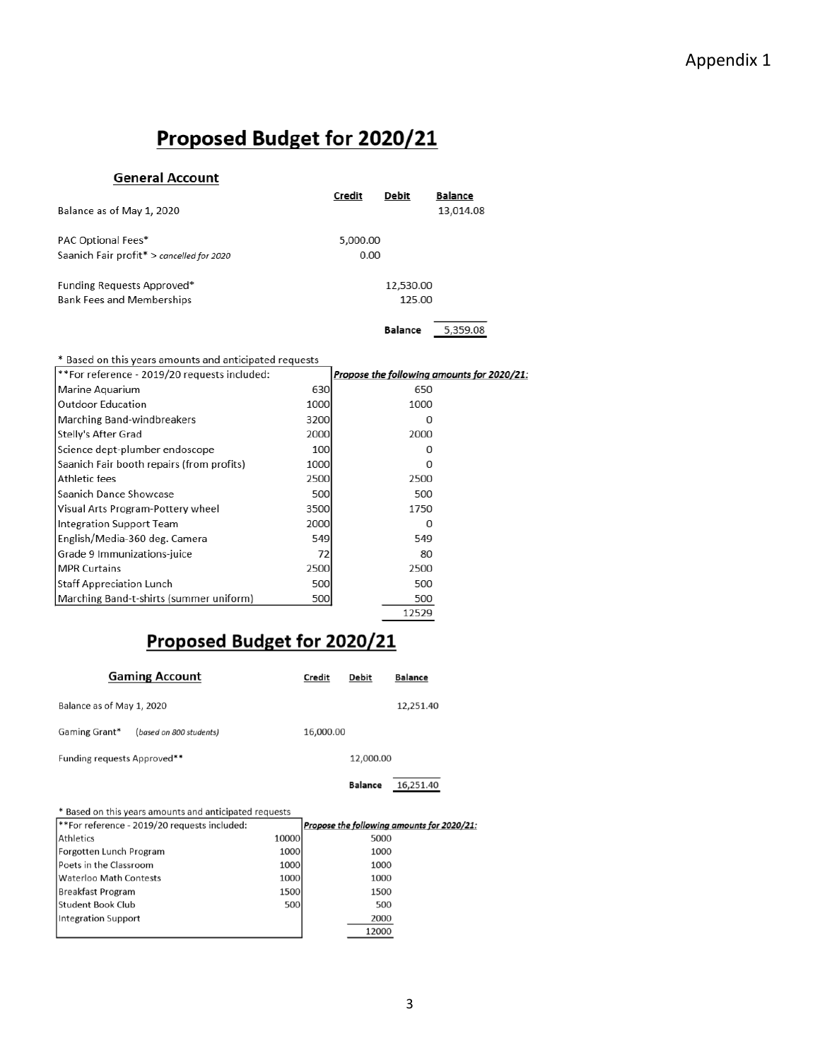Appendix 1

# Proposed Budget for 2020/21

## General Account

| | Credit | Debit | Balance |
|---|---|---|---|
| Balance as of May 1, 2020 | | | 13,014.08 |
| PAC Optional Fees* | 5,000.00 | | |
| Saanich Fair profit* > *cancelled for 2020* | 0.00 | | |
| Funding Requests Approved* | | 12,530.00 | |
| Bank Fees and Memberships | | 125.00 | |
| | | **Balance** | 5,359.08 |

\* Based on this years amounts and anticipated requests

| **For reference - 2019/20 requests included: | | ***Propose the following amounts for 2020/21:*** |
|---|---|---|
| Marine Aquarium | 630 | 650 |
| Outdoor Education | 1000 | 1000 |
| Marching Band-windbreakers | 3200 | 0 |
| Stelly's After Grad | 2000 | 2000 |
| Science dept-plumber endoscope | 100 | 0 |
| Saanich Fair booth repairs (from profits) | 1000 | 0 |
| Athletic fees | 2500 | 2500 |
| Saanich Dance Showcase | 500 | 500 |
| Visual Arts Program-Pottery wheel | 3500 | 1750 |
| Integration Support Team | 2000 | 0 |
| English/Media-360 deg. Camera | 549 | 549 |
| Grade 9 Immunizations-juice | 72 | 80 |
| MPR Curtains | 2500 | 2500 |
| Staff Appreciation Lunch | 500 | 500 |
| Marching Band-t-shirts (summer uniform) | 500 | 500 |
| | | 12529 |

# Proposed Budget for 2020/21

## Gaming Account

| | Credit | Debit | Balance |
|---|---|---|---|
| Balance as of May 1, 2020 | | | 12,251.40 |
| Gaming Grant* *(based on 800 students)* | 16,000.00 | | |
| Funding requests Approved** | | 12,000.00 | |
| | | **Balance** | 16,251.40 |

\* Based on this years amounts and anticipated requests

| **For reference - 2019/20 requests included: | | ***Propose the following amounts for 2020/21:*** |
|---|---|---|
| Athletics | 10000 | 5000 |
| Forgotten Lunch Program | 1000 | 1000 |
| Poets in the Classroom | 1000 | 1000 |
| Waterloo Math Contests | 1000 | 1000 |
| Breakfast Program | 1500 | 1500 |
| Student Book Club | 500 | 500 |
| Integration Support | | 2000 |
| | | 12000 |